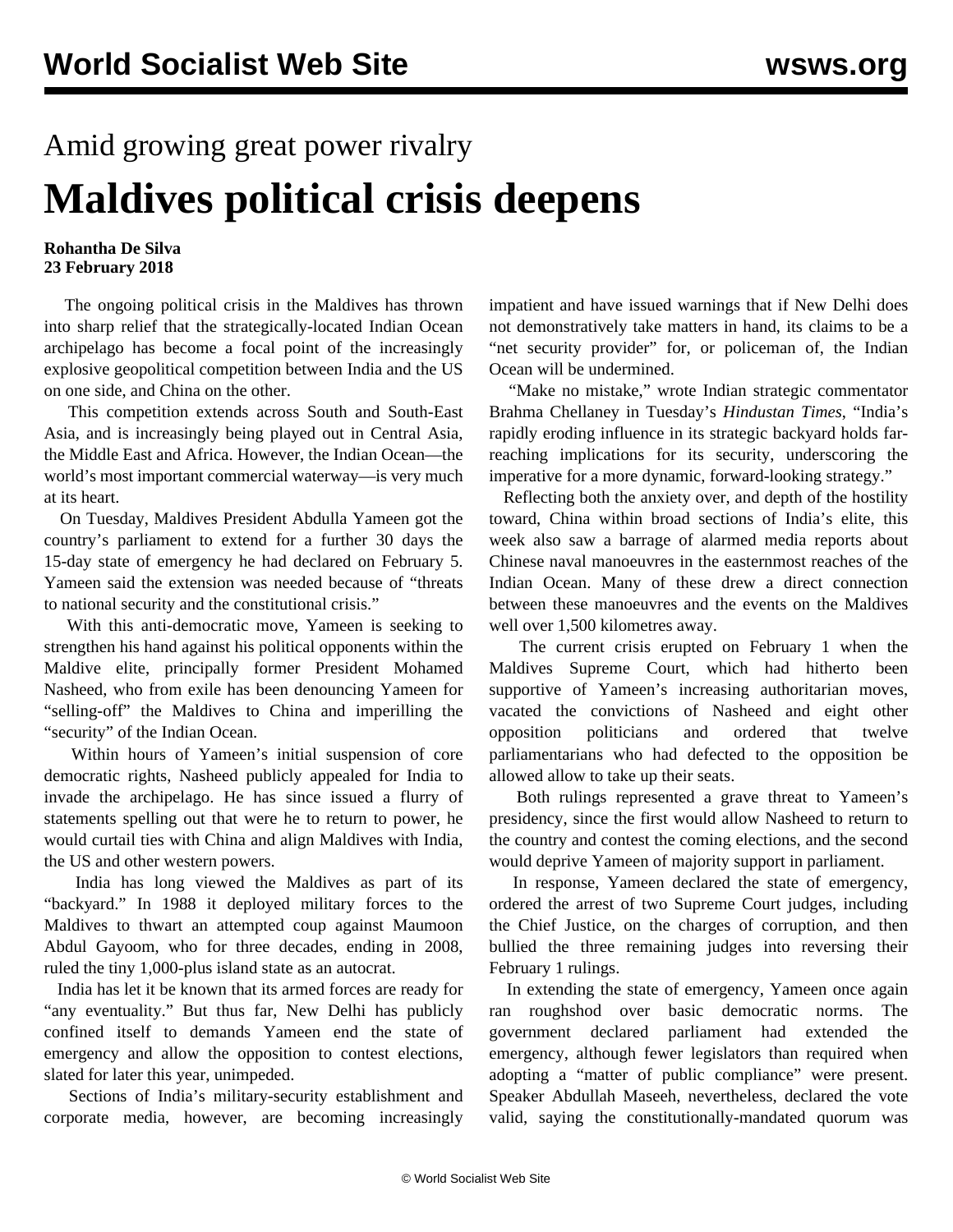## Amid growing great power rivalry

# Maldives political crisis deepens

**Rohantha De Silva**
**23 February 2018**

The ongoing political crisis in the Maldives has thrown into sharp relief that the strategically-located Indian Ocean archipelago has become a focal point of the increasingly explosive geopolitical competition between India and the US on one side, and China on the other.

This competition extends across South and South-East Asia, and is increasingly being played out in Central Asia, the Middle East and Africa. However, the Indian Ocean—the world's most important commercial waterway—is very much at its heart.

On Tuesday, Maldives President Abdulla Yameen got the country's parliament to extend for a further 30 days the 15-day state of emergency he had declared on February 5. Yameen said the extension was needed because of "threats to national security and the constitutional crisis."

With this anti-democratic move, Yameen is seeking to strengthen his hand against his political opponents within the Maldive elite, principally former President Mohamed Nasheed, who from exile has been denouncing Yameen for "selling-off" the Maldives to China and imperilling the "security" of the Indian Ocean.

Within hours of Yameen's initial suspension of core democratic rights, Nasheed publicly appealed for India to invade the archipelago. He has since issued a flurry of statements spelling out that were he to return to power, he would curtail ties with China and align Maldives with India, the US and other western powers.

India has long viewed the Maldives as part of its "backyard." In 1988 it deployed military forces to the Maldives to thwart an attempted coup against Maumoon Abdul Gayoom, who for three decades, ending in 2008, ruled the tiny 1,000-plus island state as an autocrat.

India has let it be known that its armed forces are ready for "any eventuality." But thus far, New Delhi has publicly confined itself to demands Yameen end the state of emergency and allow the opposition to contest elections, slated for later this year, unimpeded.

Sections of India's military-security establishment and corporate media, however, are becoming increasingly impatient and have issued warnings that if New Delhi does not demonstratively take matters in hand, its claims to be a "net security provider" for, or policeman of, the Indian Ocean will be undermined.

"Make no mistake," wrote Indian strategic commentator Brahma Chellaney in Tuesday's *Hindustan Times*, "India's rapidly eroding influence in its strategic backyard holds far-reaching implications for its security, underscoring the imperative for a more dynamic, forward-looking strategy."

Reflecting both the anxiety over, and depth of the hostility toward, China within broad sections of India's elite, this week also saw a barrage of alarmed media reports about Chinese naval manoeuvres in the easternmost reaches of the Indian Ocean. Many of these drew a direct connection between these manoeuvres and the events on the Maldives well over 1,500 kilometres away.

The current crisis erupted on February 1 when the Maldives Supreme Court, which had hitherto been supportive of Yameen's increasing authoritarian moves, vacated the convictions of Nasheed and eight other opposition politicians and ordered that twelve parliamentarians who had defected to the opposition be allowed allow to take up their seats.

Both rulings represented a grave threat to Yameen's presidency, since the first would allow Nasheed to return to the country and contest the coming elections, and the second would deprive Yameen of majority support in parliament.

In response, Yameen declared the state of emergency, ordered the arrest of two Supreme Court judges, including the Chief Justice, on the charges of corruption, and then bullied the three remaining judges into reversing their February 1 rulings.

In extending the state of emergency, Yameen once again ran roughshod over basic democratic norms. The government declared parliament had extended the emergency, although fewer legislators than required when adopting a "matter of public compliance" were present. Speaker Abdullah Maseeh, nevertheless, declared the vote valid, saying the constitutionally-mandated quorum was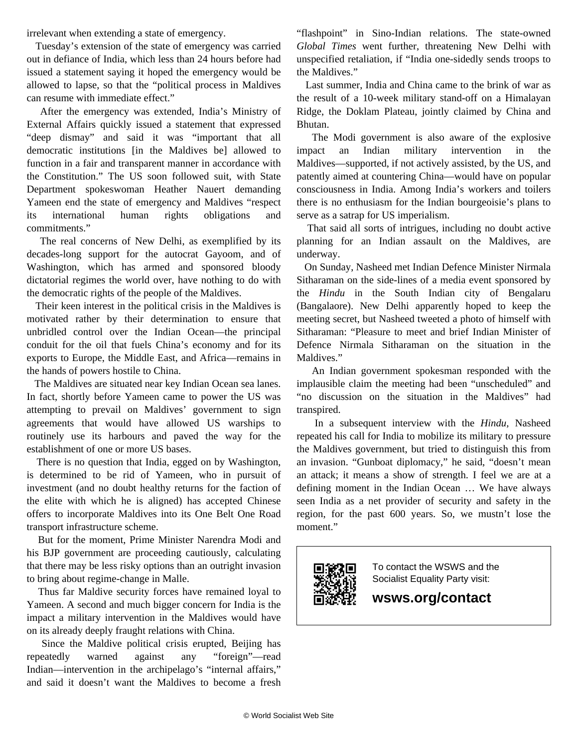irrelevant when extending a state of emergency.

Tuesday's extension of the state of emergency was carried out in defiance of India, which less than 24 hours before had issued a statement saying it hoped the emergency would be allowed to lapse, so that the "political process in Maldives can resume with immediate effect."

After the emergency was extended, India's Ministry of External Affairs quickly issued a statement that expressed "deep dismay" and said it was "important that all democratic institutions [in the Maldives be] allowed to function in a fair and transparent manner in accordance with the Constitution." The US soon followed suit, with State Department spokeswoman Heather Nauert demanding Yameen end the state of emergency and Maldives "respect its international human rights obligations and commitments."

The real concerns of New Delhi, as exemplified by its decades-long support for the autocrat Gayoom, and of Washington, which has armed and sponsored bloody dictatorial regimes the world over, have nothing to do with the democratic rights of the people of the Maldives.

Their keen interest in the political crisis in the Maldives is motivated rather by their determination to ensure that unbridled control over the Indian Ocean—the principal conduit for the oil that fuels China's economy and for its exports to Europe, the Middle East, and Africa—remains in the hands of powers hostile to China.

The Maldives are situated near key Indian Ocean sea lanes. In fact, shortly before Yameen came to power the US was attempting to prevail on Maldives' government to sign agreements that would have allowed US warships to routinely use its harbours and paved the way for the establishment of one or more US bases.

There is no question that India, egged on by Washington, is determined to be rid of Yameen, who in pursuit of investment (and no doubt healthy returns for the faction of the elite with which he is aligned) has accepted Chinese offers to incorporate Maldives into its One Belt One Road transport infrastructure scheme.

But for the moment, Prime Minister Narendra Modi and his BJP government are proceeding cautiously, calculating that there may be less risky options than an outright invasion to bring about regime-change in Malle.

Thus far Maldive security forces have remained loyal to Yameen. A second and much bigger concern for India is the impact a military intervention in the Maldives would have on its already deeply fraught relations with China.

Since the Maldive political crisis erupted, Beijing has repeatedly warned against any "foreign"—read Indian—intervention in the archipelago's "internal affairs," and said it doesn't want the Maldives to become a fresh "flashpoint" in Sino-Indian relations. The state-owned *Global Times* went further, threatening New Delhi with unspecified retaliation, if "India one-sidedly sends troops to the Maldives."

Last summer, India and China came to the brink of war as the result of a 10-week military stand-off on a Himalayan Ridge, the Doklam Plateau, jointly claimed by China and Bhutan.

The Modi government is also aware of the explosive impact an Indian military intervention in the Maldives—supported, if not actively assisted, by the US, and patently aimed at countering China—would have on popular consciousness in India. Among India's workers and toilers there is no enthusiasm for the Indian bourgeoisie's plans to serve as a satrap for US imperialism.

That said all sorts of intrigues, including no doubt active planning for an Indian assault on the Maldives, are underway.

On Sunday, Nasheed met Indian Defence Minister Nirmala Sitharaman on the side-lines of a media event sponsored by the *Hindu* in the South Indian city of Bengalaru (Bangalaore). New Delhi apparently hoped to keep the meeting secret, but Nasheed tweeted a photo of himself with Sitharaman: "Pleasure to meet and brief Indian Minister of Defence Nirmala Sitharaman on the situation in the Maldives."

An Indian government spokesman responded with the implausible claim the meeting had been "unscheduled" and "no discussion on the situation in the Maldives" had transpired.

In a subsequent interview with the *Hindu*, Nasheed repeated his call for India to mobilize its military to pressure the Maldives government, but tried to distinguish this from an invasion. "Gunboat diplomacy," he said, "doesn't mean an attack; it means a show of strength. I feel we are at a defining moment in the Indian Ocean … We have always seen India as a net provider of security and safety in the region, for the past 600 years. So, we mustn't lose the moment."

To contact the WSWS and the Socialist Equality Party visit:

**wsws.org/contact**